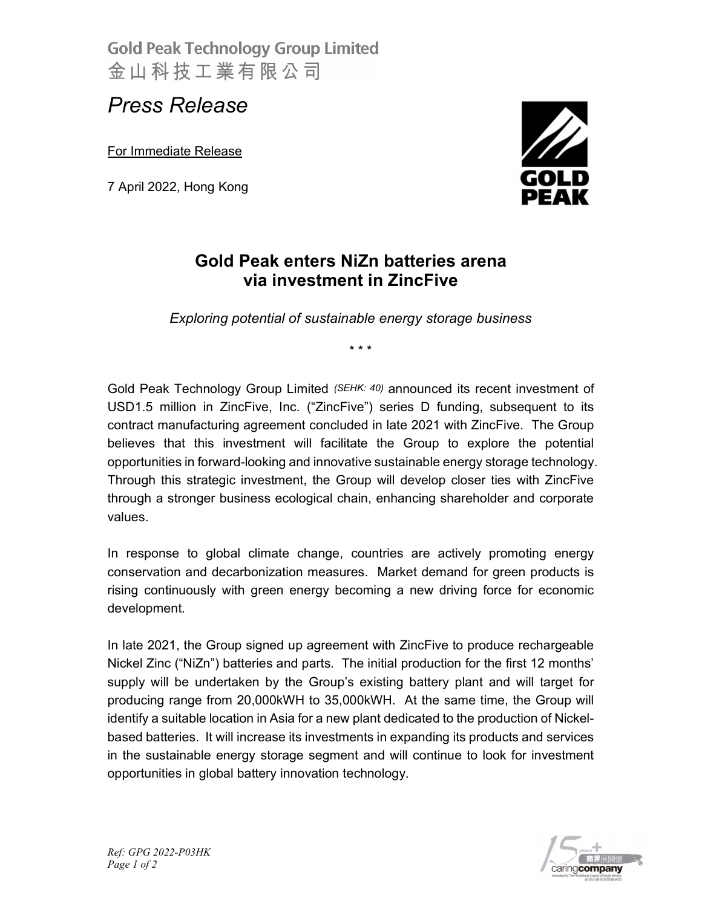Gold Peak Technology Group Limited
金山科技工業有限公司

*Press Release*

For Immediate Release

7 April 2022, Hong Kong

## Gold Peak enters NiZn batteries arena via investment in ZincFive

*Exploring potential of sustainable energy storage business*

\* \* \*

Gold Peak Technology Group Limited *(SEHK: 40)* announced its recent investment of USD1.5 million in ZincFive, Inc. ("ZincFive") series D funding, subsequent to its contract manufacturing agreement concluded in late 2021 with ZincFive. The Group believes that this investment will facilitate the Group to explore the potential opportunities in forward-looking and innovative sustainable energy storage technology. Through this strategic investment, the Group will develop closer ties with ZincFive through a stronger business ecological chain, enhancing shareholder and corporate values.

In response to global climate change, countries are actively promoting energy conservation and decarbonization measures. Market demand for green products is rising continuously with green energy becoming a new driving force for economic development.

In late 2021, the Group signed up agreement with ZincFive to produce rechargeable Nickel Zinc ("NiZn") batteries and parts. The initial production for the first 12 months' supply will be undertaken by the Group's existing battery plant and will target for producing range from 20,000kWH to 35,000kWH. At the same time, the Group will identify a suitable location in Asia for a new plant dedicated to the production of Nickel-based batteries. It will increase its investments in expanding its products and services in the sustainable energy storage segment and will continue to look for investment opportunities in global battery innovation technology.

*Ref: GPG 2022-P03HK*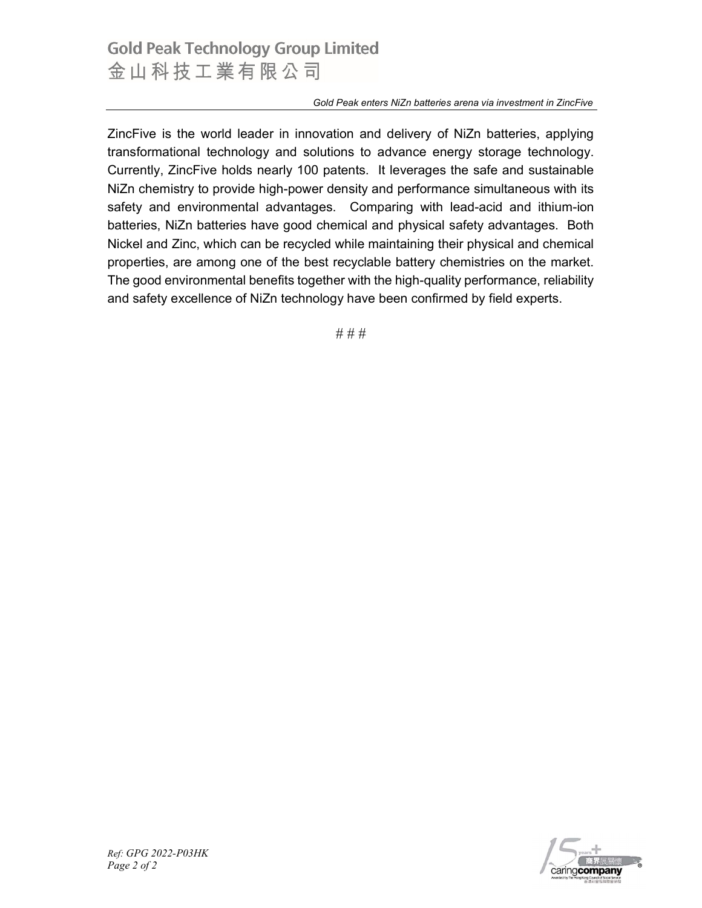ZincFive is the world leader in innovation and delivery of NiZn batteries, applying transformational technology and solutions to advance energy storage technology. Currently, ZincFive holds nearly 100 patents. It leverages the safe and sustainable NiZn chemistry to provide high-power density and performance simultaneous with its safety and environmental advantages. Comparing with lead-acid and ithium-ion batteries, NiZn batteries have good chemical and physical safety advantages. Both Nickel and Zinc, which can be recycled while maintaining their physical and chemical properties, are among one of the best recyclable battery chemistries on the market. The good environmental benefits together with the high-quality performance, reliability and safety excellence of NiZn technology have been confirmed by field experts.

# # #

*Ref: GPG 2022-P03HK*